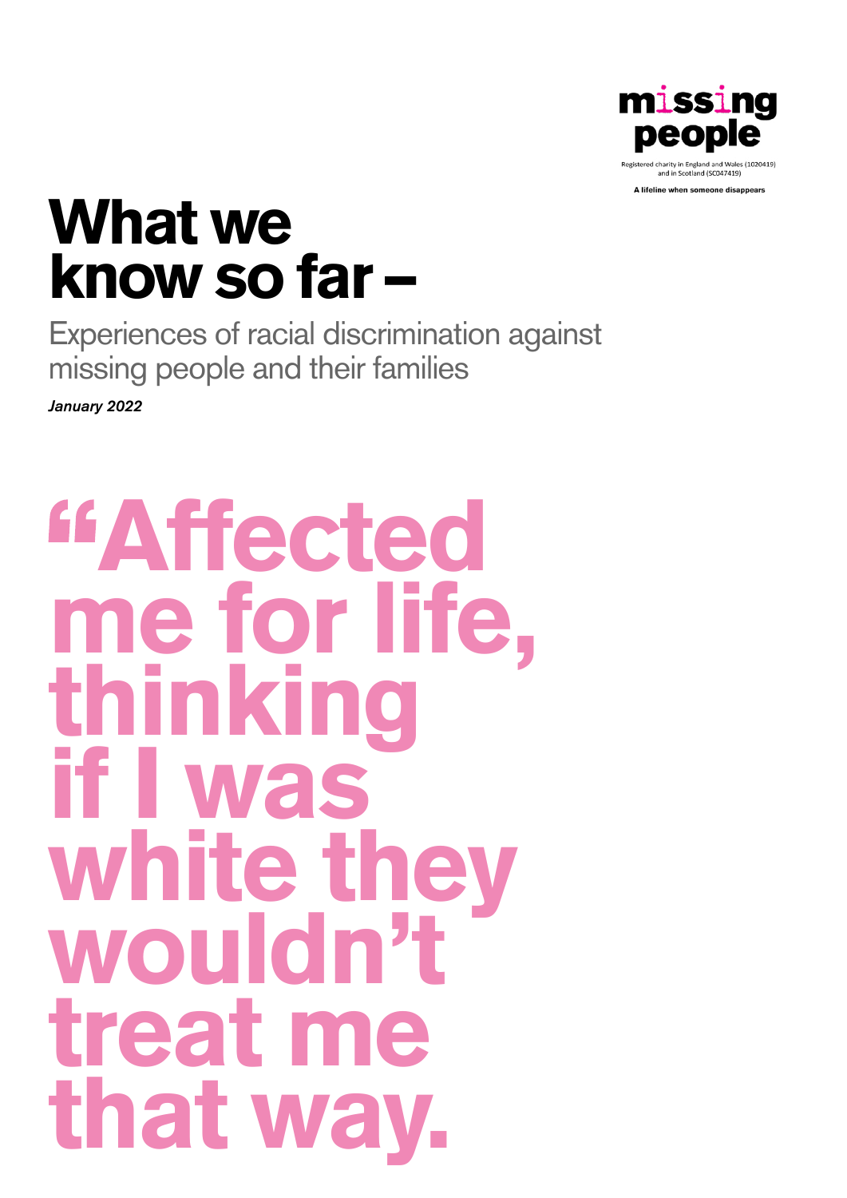missing people

Registered charity in England and Wales (1020419) and in Scotland (SC047419)

A lifeline when someone disappears

# What we know so far –

## Experiences of racial discrimination against missing people and their families

*January 2022*

**"Affected me for life, thinking if I was white they wouldn't treat me that way.**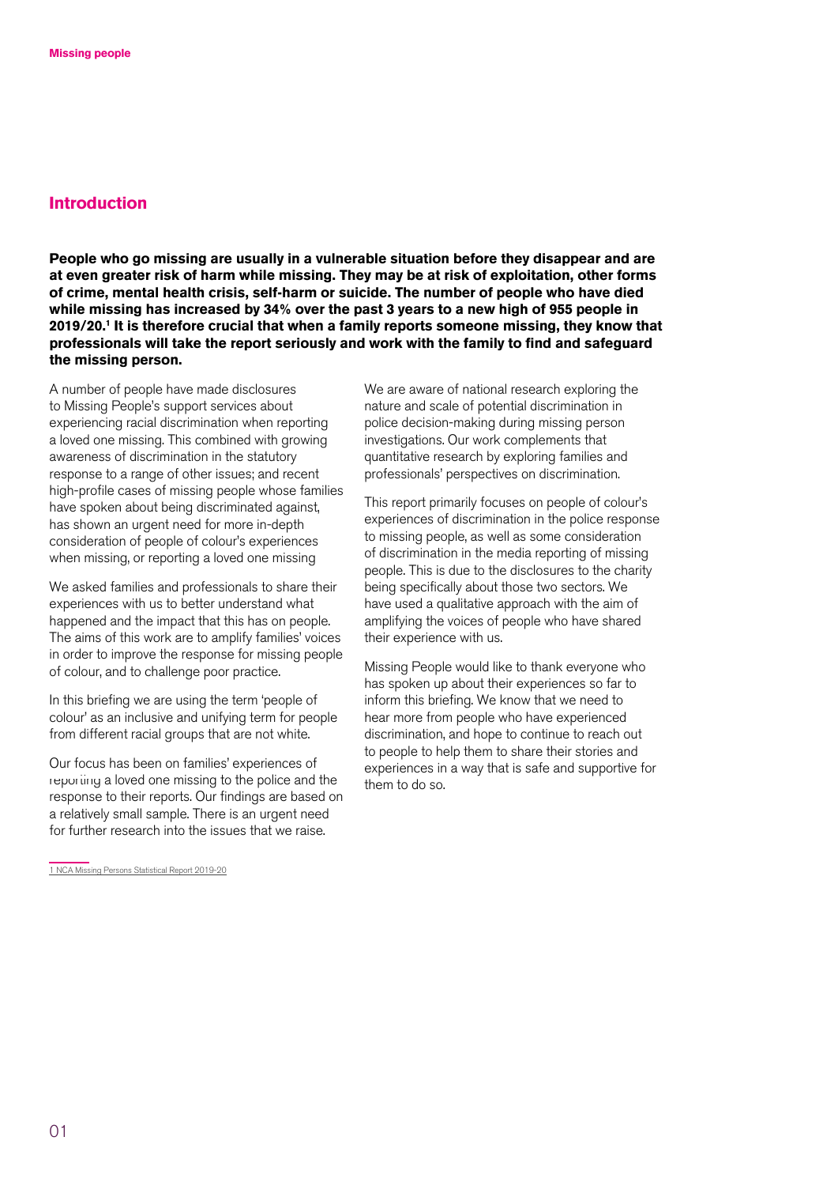## Introduction

**People who go missing are usually in a vulnerable situation before they disappear and are at even greater risk of harm while missing. They may be at risk of exploitation, other forms of crime, mental health crisis, self-harm or suicide. The number of people who have died while missing has increased by 34% over the past 3 years to a new high of 955 people in 2019/20.[1] It is therefore crucial that when a family reports someone missing, they know that professionals will take the report seriously and work with the family to find and safeguard the missing person.**

A number of people have made disclosures to Missing People's support services about experiencing racial discrimination when reporting a loved one missing. This combined with growing awareness of discrimination in the statutory response to a range of other issues; and recent high-profile cases of missing people whose families have spoken about being discriminated against, has shown an urgent need for more in-depth consideration of people of colour's experiences when missing, or reporting a loved one missing

We asked families and professionals to share their experiences with us to better understand what happened and the impact that this has on people. The aims of this work are to amplify families' voices in order to improve the response for missing people of colour, and to challenge poor practice.

In this briefing we are using the term 'people of colour' as an inclusive and unifying term for people from different racial groups that are not white.

Our focus has been on families' experiences of reporting a loved one missing to the police and the response to their reports. Our findings are based on a relatively small sample. There is an urgent need for further research into the issues that we raise.

We are aware of national research exploring the nature and scale of potential discrimination in police decision-making during missing person investigations. Our work complements that quantitative research by exploring families and professionals' perspectives on discrimination.

This report primarily focuses on people of colour's experiences of discrimination in the police response to missing people, as well as some consideration of discrimination in the media reporting of missing people. This is due to the disclosures to the charity being specifically about those two sectors. We have used a qualitative approach with the aim of amplifying the voices of people who have shared their experience with us.

Missing People would like to thank everyone who has spoken up about their experiences so far to inform this briefing. We know that we need to hear more from people who have experienced discrimination, and hope to continue to reach out to people to help them to share their stories and experiences in a way that is safe and supportive for them to do so.

1 NCA Missing Persons Statistical Report 2019-20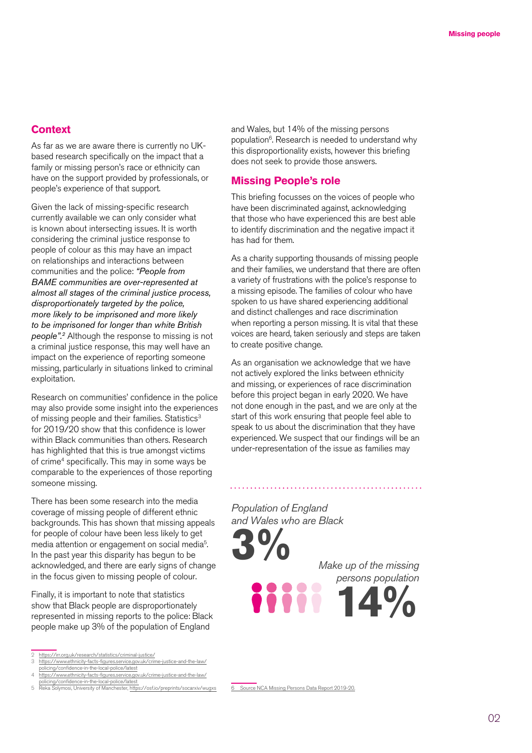## Context

As far as we are aware there is currently no UK-based research specifically on the impact that a family or missing person's race or ethnicity can have on the support provided by professionals, or people's experience of that support.

Given the lack of missing-specific research currently available we can only consider what is known about intersecting issues. It is worth considering the criminal justice response to people of colour as this may have an impact on relationships and interactions between communities and the police: *"People from BAME communities are over-represented at almost all stages of the criminal justice process, disproportionately targeted by the police, more likely to be imprisoned and more likely to be imprisoned for longer than white British people".[2]* Although the response to missing is not a criminal justice response, this may well have an impact on the experience of reporting someone missing, particularly in situations linked to criminal exploitation.

Research on communities' confidence in the police may also provide some insight into the experiences of missing people and their families. Statistics[3] for 2019/20 show that this confidence is lower within Black communities than others. Research has highlighted that this is true amongst victims of crime[4] specifically. This may in some ways be comparable to the experiences of those reporting someone missing.

There has been some research into the media coverage of missing people of different ethnic backgrounds. This has shown that missing appeals for people of colour have been less likely to get media attention or engagement on social media[5]. In the past year this disparity has begun to be acknowledged, and there are early signs of change in the focus given to missing people of colour.

Finally, it is important to note that statistics show that Black people are disproportionately represented in missing reports to the police: Black people make up 3% of the population of England and Wales, but 14% of the missing persons population[6]. Research is needed to understand why this disproportionality exists, however this briefing does not seek to provide those answers.

## Missing People's role

This briefing focusses on the voices of people who have been discriminated against, acknowledging that those who have experienced this are best able to identify discrimination and the negative impact it has had for them.

As a charity supporting thousands of missing people and their families, we understand that there are often a variety of frustrations with the police's response to a missing episode. The families of colour who have spoken to us have shared experiencing additional and distinct challenges and race discrimination when reporting a person missing. It is vital that these voices are heard, taken seriously and steps are taken to create positive change.

As an organisation we acknowledge that we have not actively explored the links between ethnicity and missing, or experiences of race discrimination before this project began in early 2020. We have not done enough in the past, and we are only at the start of this work ensuring that people feel able to speak to us about the discrimination that they have experienced. We suspect that our findings will be an under-representation of the issue as families may

*Population of England and Wales who are Black*

**3%**

*Make up of the missing persons population*

**14%**

---

2 https://irr.org.uk/research/statistics/criminal-justice/
3 https://www.ethnicity-facts-figures.service.gov.uk/crime-justice-and-the-law/policing/confidence-in-the-local-police/latest
4 https://www.ethnicity-facts-figures.service.gov.uk/crime-justice-and-the-law/policing/confidence-in-the-local-police/latest
5 Reka Solymosi, University of Manchester, https://osf.io/preprints/socarxiv/wugxs
6 Source NCA Missing Persons Data Report 2019-20.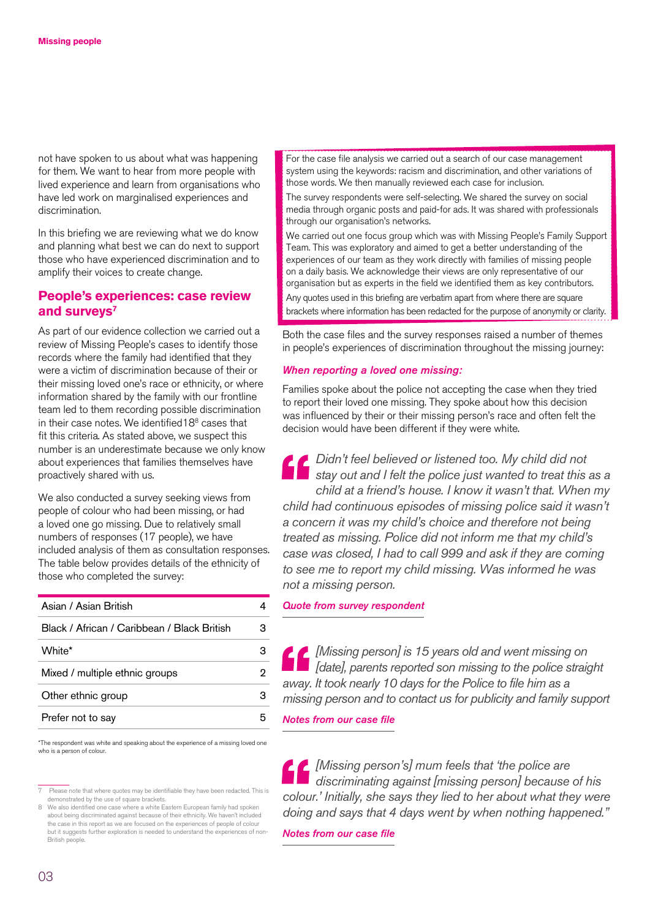not have spoken to us about what was happening for them. We want to hear from more people with lived experience and learn from organisations who have led work on marginalised experiences and discrimination.

In this briefing we are reviewing what we do know and planning what best we can do next to support those who have experienced discrimination and to amplify their voices to create change.

## People's experiences: case review and surveys[7]

As part of our evidence collection we carried out a review of Missing People's cases to identify those records where the family had identified that they were a victim of discrimination because of their or their missing loved one's race or ethnicity, or where information shared by the family with our frontline team led to them recording possible discrimination in their case notes. We identified 18[8] cases that fit this criteria. As stated above, we suspect this number is an underestimate because we only know about experiences that families themselves have proactively shared with us.

We also conducted a survey seeking views from people of colour who had been missing, or had a loved one go missing. Due to relatively small numbers of responses (17 people), we have included analysis of them as consultation responses. The table below provides details of the ethnicity of those who completed the survey:

| Ethnicity | Number |
|---|---|
| Asian / Asian British | 4 |
| Black / African / Caribbean / Black British | 3 |
| White* | 3 |
| Mixed / multiple ethnic groups | 2 |
| Other ethnic group | 3 |
| Prefer not to say | 5 |

*The respondent was white and speaking about the experience of a missing loved one who is a person of colour.

For the case file analysis we carried out a search of our case management system using the keywords: racism and discrimination, and other variations of those words. We then manually reviewed each case for inclusion.

The survey respondents were self-selecting. We shared the survey on social media through organic posts and paid-for ads. It was shared with professionals through our organisation's networks.

We carried out one focus group which was with Missing People's Family Support Team. This was exploratory and aimed to get a better understanding of the experiences of our team as they work directly with families of missing people on a daily basis. We acknowledge their views are only representative of our organisation but as experts in the field we identified them as key contributors.

Any quotes used in this briefing are verbatim apart from where there are square brackets where information has been redacted for the purpose of anonymity or clarity.

Both the case files and the survey responses raised a number of themes in people's experiences of discrimination throughout the missing journey:

### *When reporting a loved one missing:*

Families spoke about the police not accepting the case when they tried to report their loved one missing. They spoke about how this decision was influenced by their or their missing person's race and often felt the decision would have been different if they were white.

> *Didn't feel believed or listened too. My child did not stay out and I felt the police just wanted to treat this as a child at a friend's house. I know it wasn't that. When my child had continuous episodes of missing police said it wasn't a concern it was my child's choice and therefore not being treated as missing. Police did not inform me that my child's case was closed, I had to call 999 and ask if they are coming to see me to report my child missing. Was informed he was not a missing person.*
>
> ***Quote from survey respondent***

> *[Missing person] is 15 years old and went missing on [date], parents reported son missing to the police straight away. It took nearly 10 days for the Police to file him as a missing person and to contact us for publicity and family support*
>
> ***Notes from our case file***

> *[Missing person's] mum feels that 'the police are discriminating against [missing person] because of his colour.' Initially, she says they lied to her about what they were doing and says that 4 days went by when nothing happened."*
>
> ***Notes from our case file***

---

7 Please note that where quotes may be identifiable they have been redacted. This is demonstrated by the use of square brackets.

8 We also identified one case where a white Eastern European family had spoken about being discriminated against because of their ethnicity. We haven't included the case in this report as we are focused on the experiences of people of colour but it suggests further exploration is needed to understand the experiences of non-British people.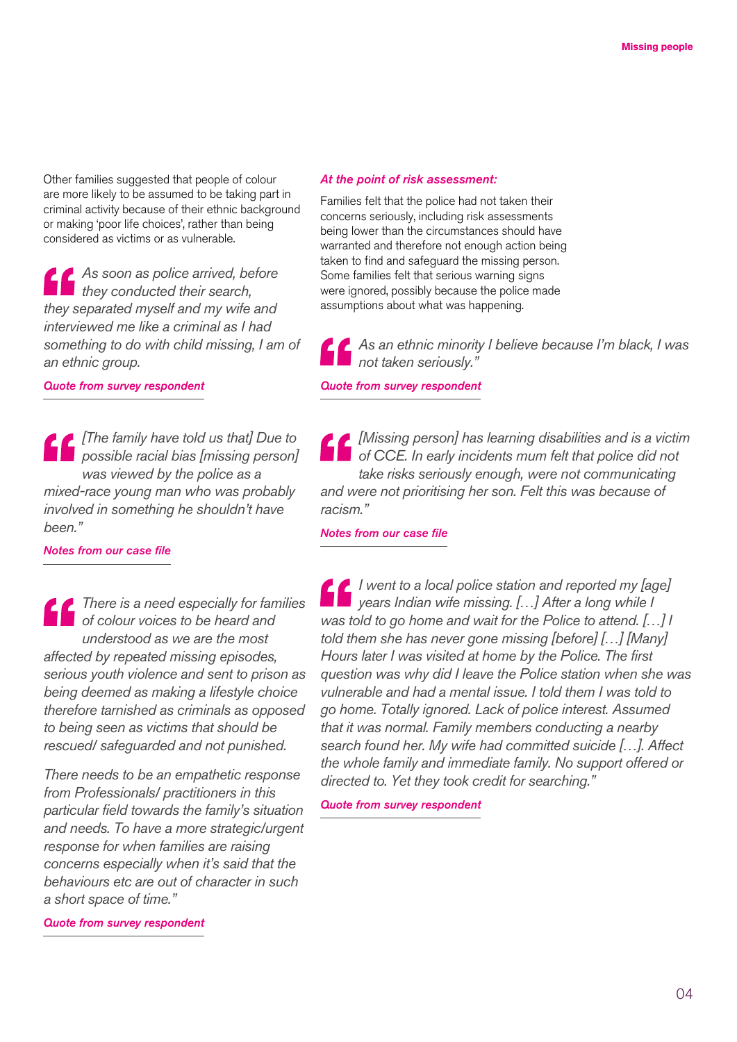Other families suggested that people of colour are more likely to be assumed to be taking part in criminal activity because of their ethnic background or making 'poor life choices', rather than being considered as victims or as vulnerable.

> *As soon as police arrived, before they conducted their search, they separated myself and my wife and interviewed me like a criminal as I had something to do with child missing, I am of an ethnic group.*

***Quote from survey respondent***

> *[The family have told us that] Due to possible racial bias [missing person] was viewed by the police as a mixed-race young man who was probably involved in something he shouldn't have been."*

***Notes from our case file***

> *There is a need especially for families of colour voices to be heard and understood as we are the most affected by repeated missing episodes, serious youth violence and sent to prison as being deemed as making a lifestyle choice therefore tarnished as criminals as opposed to being seen as victims that should be rescued/ safeguarded and not punished.*
>
> *There needs to be an empathetic response from Professionals/ practitioners in this particular field towards the family's situation and needs. To have a more strategic/urgent response for when families are raising concerns especially when it's said that the behaviours etc are out of character in such a short space of time."*

***Quote from survey respondent***

***At the point of risk assessment:***

Families felt that the police had not taken their concerns seriously, including risk assessments being lower than the circumstances should have warranted and therefore not enough action being taken to find and safeguard the missing person. Some families felt that serious warning signs were ignored, possibly because the police made assumptions about what was happening.

> *As an ethnic minority I believe because I'm black, I was not taken seriously."*

***Quote from survey respondent***

> *[Missing person] has learning disabilities and is a victim of CCE. In early incidents mum felt that police did not take risks seriously enough, were not communicating and were not prioritising her son. Felt this was because of racism."*

***Notes from our case file***

> *I went to a local police station and reported my [age] years Indian wife missing. […] After a long while I was told to go home and wait for the Police to attend. […] I told them she has never gone missing [before] […] [Many] Hours later I was visited at home by the Police. The first question was why did I leave the Police station when she was vulnerable and had a mental issue. I told them I was told to go home. Totally ignored. Lack of police interest. Assumed that it was normal. Family members conducting a nearby search found her. My wife had committed suicide […]. Affect the whole family and immediate family. No support offered or directed to. Yet they took credit for searching."*

***Quote from survey respondent***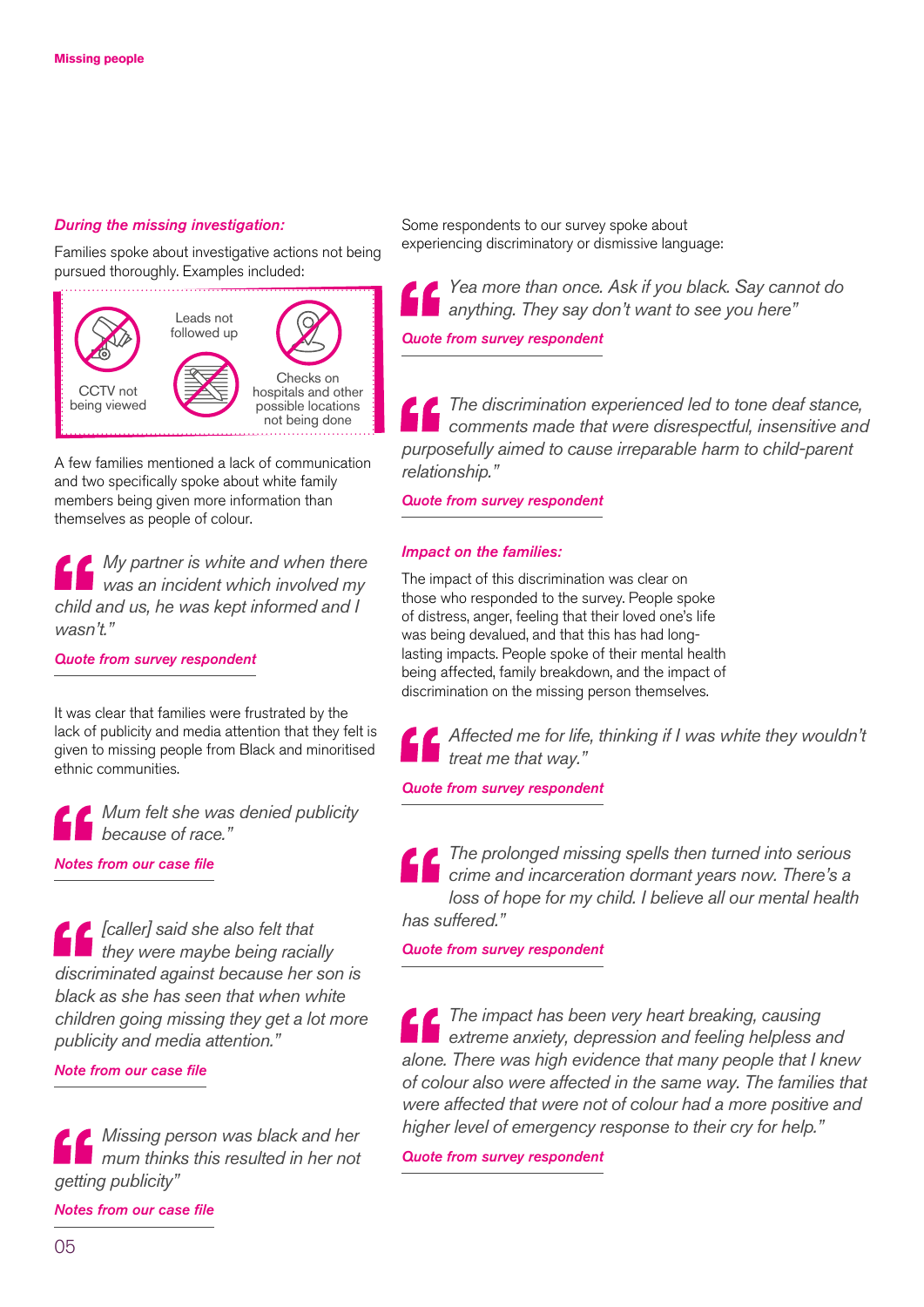*During the missing investigation:*

Families spoke about investigative actions not being pursued thoroughly. Examples included:

- CCTV not being viewed
- Leads not followed up
- Checks on hospitals and other possible locations not being done

A few families mentioned a lack of communication and two specifically spoke about white family members being given more information than themselves as people of colour.

> *My partner is white and when there was an incident which involved my child and us, he was kept informed and I wasn't."*
>
> ***Quote from survey respondent***

It was clear that families were frustrated by the lack of publicity and media attention that they felt is given to missing people from Black and minoritised ethnic communities.

> *Mum felt she was denied publicity because of race."*
>
> ***Notes from our case file***

> *[caller] said she also felt that they were maybe being racially discriminated against because her son is black as she has seen that when white children going missing they get a lot more publicity and media attention."*
>
> ***Note from our case file***

> *Missing person was black and her mum thinks this resulted in her not getting publicity"*
>
> ***Notes from our case file***

Some respondents to our survey spoke about experiencing discriminatory or dismissive language:

> *Yea more than once. Ask if you black. Say cannot do anything. They say don't want to see you here"*
>
> ***Quote from survey respondent***

> *The discrimination experienced led to tone deaf stance, comments made that were disrespectful, insensitive and purposefully aimed to cause irreparable harm to child-parent relationship."*
>
> ***Quote from survey respondent***

*Impact on the families:*

The impact of this discrimination was clear on those who responded to the survey. People spoke of distress, anger, feeling that their loved one's life was being devalued, and that this has had long-lasting impacts. People spoke of their mental health being affected, family breakdown, and the impact of discrimination on the missing person themselves.

> *Affected me for life, thinking if I was white they wouldn't treat me that way."*
>
> ***Quote from survey respondent***

> *The prolonged missing spells then turned into serious crime and incarceration dormant years now. There's a loss of hope for my child. I believe all our mental health has suffered."*
>
> ***Quote from survey respondent***

> *The impact has been very heart breaking, causing extreme anxiety, depression and feeling helpless and alone. There was high evidence that many people that I knew of colour also were affected in the same way. The families that were affected that were not of colour had a more positive and higher level of emergency response to their cry for help."*
>
> ***Quote from survey respondent***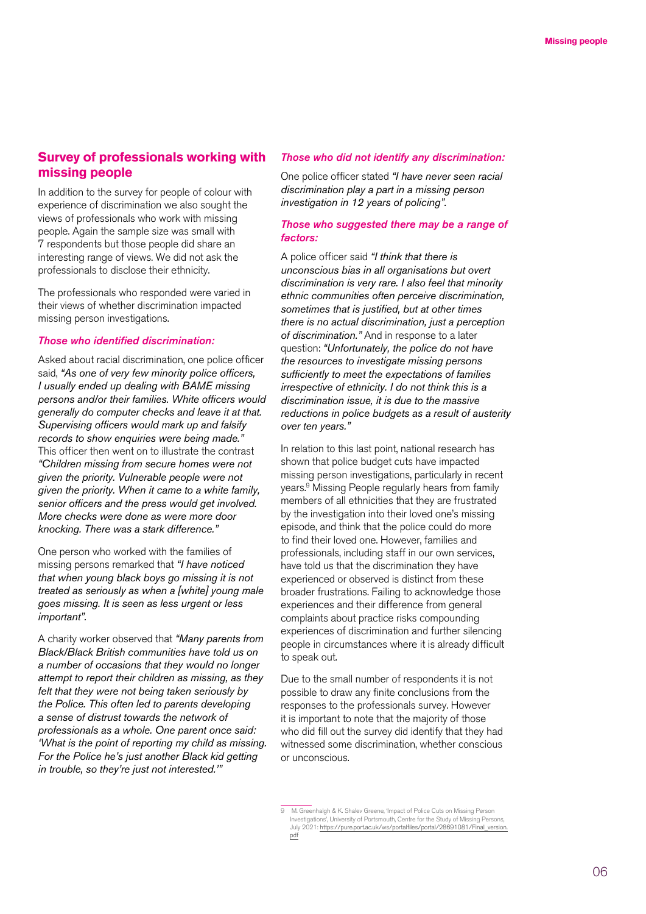## Survey of professionals working with missing people

In addition to the survey for people of colour with experience of discrimination we also sought the views of professionals who work with missing people. Again the sample size was small with 7 respondents but those people did share an interesting range of views. We did not ask the professionals to disclose their ethnicity.

The professionals who responded were varied in their views of whether discrimination impacted missing person investigations.

### *Those who identified discrimination:*

Asked about racial discrimination, one police officer said, *"As one of very few minority police officers, I usually ended up dealing with BAME missing persons and/or their families. White officers would generally do computer checks and leave it at that. Supervising officers would mark up and falsify records to show enquiries were being made."* This officer then went on to illustrate the contrast *"Children missing from secure homes were not given the priority. Vulnerable people were not given the priority. When it came to a white family, senior officers and the press would get involved. More checks were done as were more door knocking. There was a stark difference."*

One person who worked with the families of missing persons remarked that *"I have noticed that when young black boys go missing it is not treated as seriously as when a [white] young male goes missing. It is seen as less urgent or less important"*.

A charity worker observed that *"Many parents from Black/Black British communities have told us on a number of occasions that they would no longer attempt to report their children as missing, as they felt that they were not being taken seriously by the Police. This often led to parents developing a sense of distrust towards the network of professionals as a whole. One parent once said: 'What is the point of reporting my child as missing. For the Police he's just another Black kid getting in trouble, so they're just not interested.'"*

### *Those who did not identify any discrimination:*

One police officer stated *"I have never seen racial discrimination play a part in a missing person investigation in 12 years of policing"*.

### *Those who suggested there may be a range of factors:*

A police officer said *"I think that there is unconscious bias in all organisations but overt discrimination is very rare. I also feel that minority ethnic communities often perceive discrimination, sometimes that is justified, but at other times there is no actual discrimination, just a perception of discrimination."* And in response to a later question: *"Unfortunately, the police do not have the resources to investigate missing persons sufficiently to meet the expectations of families irrespective of ethnicity. I do not think this is a discrimination issue, it is due to the massive reductions in police budgets as a result of austerity over ten years."*

In relation to this last point, national research has shown that police budget cuts have impacted missing person investigations, particularly in recent years.[9] Missing People regularly hears from family members of all ethnicities that they are frustrated by the investigation into their loved one's missing episode, and think that the police could do more to find their loved one. However, families and professionals, including staff in our own services, have told us that the discrimination they have experienced or observed is distinct from these broader frustrations. Failing to acknowledge those experiences and their difference from general complaints about practice risks compounding experiences of discrimination and further silencing people in circumstances where it is already difficult to speak out.

Due to the small number of respondents it is not possible to draw any finite conclusions from the responses to the professionals survey. However it is important to note that the majority of those who did fill out the survey did identify that they had witnessed some discrimination, whether conscious or unconscious.

---

9 M. Greenhalgh & K. Shalev Greene, 'Impact of Police Cuts on Missing Person Investigations', University of Portsmouth, Centre for the Study of Missing Persons, July 2021: https://pure.port.ac.uk/ws/portalfiles/portal/28691081/Final_version.pdf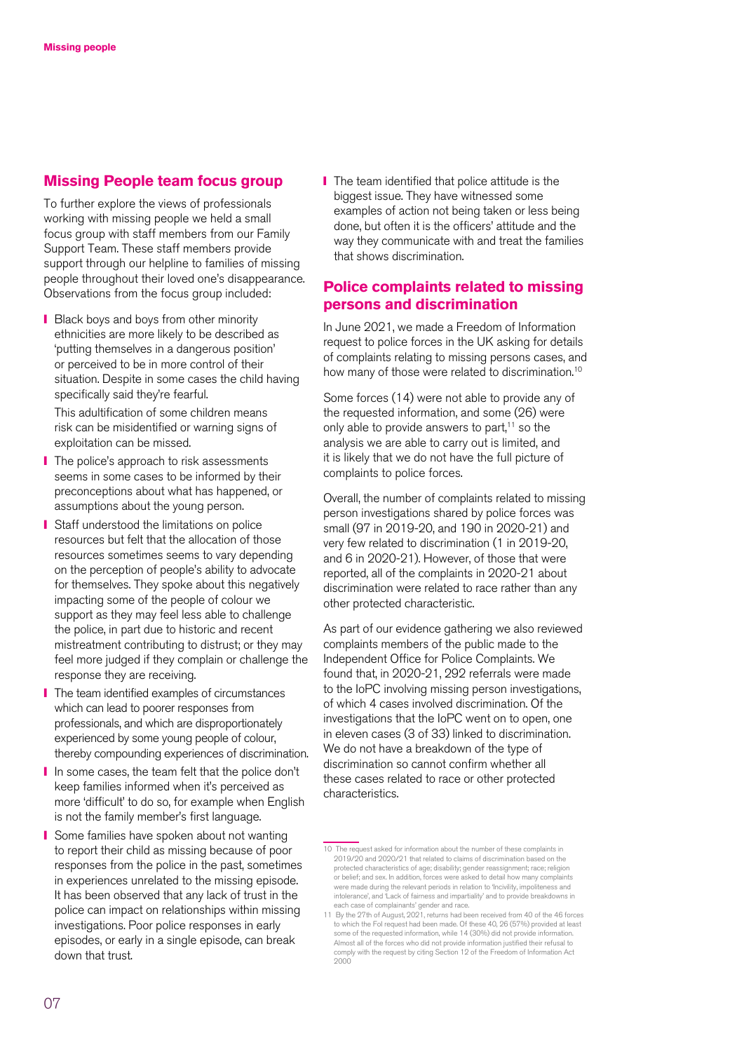## Missing People team focus group

To further explore the views of professionals working with missing people we held a small focus group with staff members from our Family Support Team. These staff members provide support through our helpline to families of missing people throughout their loved one's disappearance. Observations from the focus group included:

- Black boys and boys from other minority ethnicities are more likely to be described as 'putting themselves in a dangerous position' or perceived to be in more control of their situation. Despite in some cases the child having specifically said they're fearful.

  This adultification of some children means risk can be misidentified or warning signs of exploitation can be missed.
- The police's approach to risk assessments seems in some cases to be informed by their preconceptions about what has happened, or assumptions about the young person.
- Staff understood the limitations on police resources but felt that the allocation of those resources sometimes seems to vary depending on the perception of people's ability to advocate for themselves. They spoke about this negatively impacting some of the people of colour we support as they may feel less able to challenge the police, in part due to historic and recent mistreatment contributing to distrust; or they may feel more judged if they complain or challenge the response they are receiving.
- The team identified examples of circumstances which can lead to poorer responses from professionals, and which are disproportionately experienced by some young people of colour, thereby compounding experiences of discrimination.
- In some cases, the team felt that the police don't keep families informed when it's perceived as more 'difficult' to do so, for example when English is not the family member's first language.
- Some families have spoken about not wanting to report their child as missing because of poor responses from the police in the past, sometimes in experiences unrelated to the missing episode. It has been observed that any lack of trust in the police can impact on relationships within missing investigations. Poor police responses in early episodes, or early in a single episode, can break down that trust.
- The team identified that police attitude is the biggest issue. They have witnessed some examples of action not being taken or less being done, but often it is the officers' attitude and the way they communicate with and treat the families that shows discrimination.

## Police complaints related to missing persons and discrimination

In June 2021, we made a Freedom of Information request to police forces in the UK asking for details of complaints relating to missing persons cases, and how many of those were related to discrimination.[10]

Some forces (14) were not able to provide any of the requested information, and some (26) were only able to provide answers to part,[11] so the analysis we are able to carry out is limited, and it is likely that we do not have the full picture of complaints to police forces.

Overall, the number of complaints related to missing person investigations shared by police forces was small (97 in 2019-20, and 190 in 2020-21) and very few related to discrimination (1 in 2019-20, and 6 in 2020-21). However, of those that were reported, all of the complaints in 2020-21 about discrimination were related to race rather than any other protected characteristic.

As part of our evidence gathering we also reviewed complaints members of the public made to the Independent Office for Police Complaints. We found that, in 2020-21, 292 referrals were made to the IoPC involving missing person investigations, of which 4 cases involved discrimination. Of the investigations that the IoPC went on to open, one in eleven cases (3 of 33) linked to discrimination. We do not have a breakdown of the type of discrimination so cannot confirm whether all these cases related to race or other protected characteristics.

---

10 The request asked for information about the number of these complaints in 2019/20 and 2020/21 that related to claims of discrimination based on the protected characteristics of age; disability; gender reassignment; race; religion or belief; and sex. In addition, forces were asked to detail how many complaints were made during the relevant periods in relation to 'Incivility, impoliteness and intolerance', and 'Lack of fairness and impartiality' and to provide breakdowns in each case of complainants' gender and race.

11 By the 27th of August, 2021, returns had been received from 40 of the 46 forces to which the FoI request had been made. Of these 40, 26 (57%) provided at least some of the requested information, while 14 (30%) did not provide information. Almost all of the forces who did not provide information justified their refusal to comply with the request by citing Section 12 of the Freedom of Information Act 2000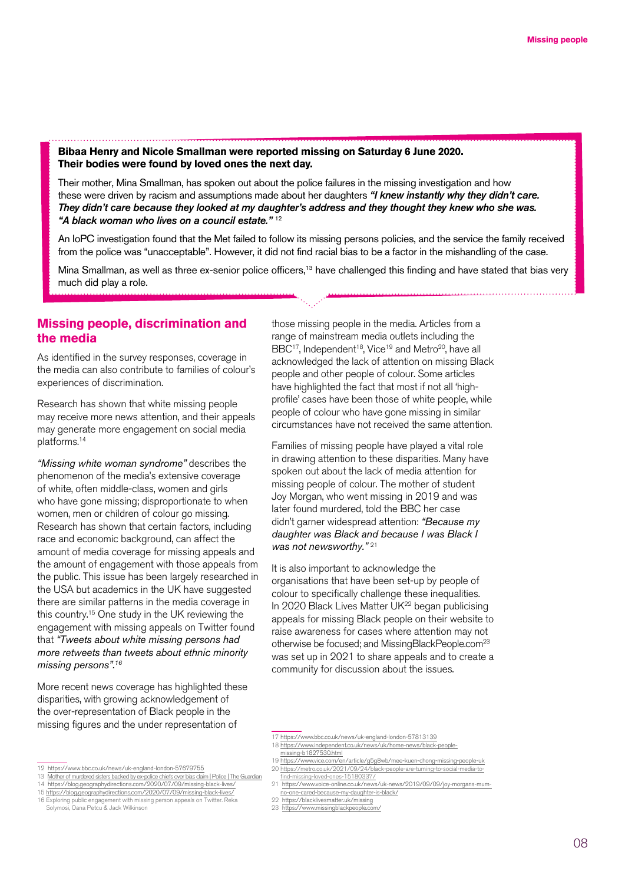**Bibaa Henry and Nicole Smallman were reported missing on Saturday 6 June 2020. Their bodies were found by loved ones the next day.**

Their mother, Mina Smallman, has spoken out about the police failures in the missing investigation and how these were driven by racism and assumptions made about her daughters ***"I knew instantly why they didn't care. They didn't care because they looked at my daughter's address and they thought they knew who she was. "A black woman who lives on a council estate."*** [12]

An IoPC investigation found that the Met failed to follow its missing persons policies, and the service the family received from the police was "unacceptable". However, it did not find racial bias to be a factor in the mishandling of the case.

Mina Smallman, as well as three ex-senior police officers,[13] have challenged this finding and have stated that bias very much did play a role.

## Missing people, discrimination and the media

As identified in the survey responses, coverage in the media can also contribute to families of colour's experiences of discrimination.

Research has shown that white missing people may receive more news attention, and their appeals may generate more engagement on social media platforms.[14]

*"Missing white woman syndrome"* describes the phenomenon of the media's extensive coverage of white, often middle-class, women and girls who have gone missing; disproportionate to when women, men or children of colour go missing. Research has shown that certain factors, including race and economic background, can affect the amount of media coverage for missing appeals and the amount of engagement with those appeals from the public. This issue has been largely researched in the USA but academics in the UK have suggested there are similar patterns in the media coverage in this country.[15] One study in the UK reviewing the engagement with missing appeals on Twitter found that *"Tweets about white missing persons had more retweets than tweets about ethnic minority missing persons".*[16]

More recent news coverage has highlighted these disparities, with growing acknowledgement of the over-representation of Black people in the missing figures and the under representation of those missing people in the media. Articles from a range of mainstream media outlets including the BBC[17], Independent[18], Vice[19] and Metro[20], have all acknowledged the lack of attention on missing Black people and other people of colour. Some articles have highlighted the fact that most if not all 'high-profile' cases have been those of white people, while people of colour who have gone missing in similar circumstances have not received the same attention.

Families of missing people have played a vital role in drawing attention to these disparities. Many have spoken out about the lack of media attention for missing people of colour. The mother of student Joy Morgan, who went missing in 2019 and was later found murdered, told the BBC her case didn't garner widespread attention: *"Because my daughter was Black and because I was Black I was not newsworthy."* [21]

It is also important to acknowledge the organisations that have been set-up by people of colour to specifically challenge these inequalities. In 2020 Black Lives Matter UK[22] began publicising appeals for missing Black people on their website to raise awareness for cases where attention may not otherwise be focused; and MissingBlackPeople.com[23] was set up in 2021 to share appeals and to create a community for discussion about the issues.

12 https://www.bbc.co.uk/news/uk-england-london-57679755
13 Mother of murdered sisters backed by ex-police chiefs over bias claim | Police | The Guardian
14 https://blog.geographydirections.com/2020/07/09/missing-black-lives/
15 https://blog.geographydirections.com/2020/07/09/missing-black-lives/
16 Exploring public engagement with missing person appeals on Twitter. Reka Solymosi, Oana Petcu & Jack Wilkinson

17 https://www.bbc.co.uk/news/uk-england-london-57813139
18 https://www.independent.co.uk/news/uk/home-news/black-people-missing-b1827530.html
19 https://www.vice.com/en/article/g5g8wb/mee-kuen-chong-missing-people-uk
20 https://metro.co.uk/2021/09/24/black-people-are-turning-to-social-media-to-find-missing-loved-ones-15180337/
21 https://www.voice-online.co.uk/news/uk-news/2019/09/09/joy-morgans-mum-no-one-cared-because-my-daughter-is-black/
22 https://blacklivesmatter.uk/missing
23 https://www.missingblackpeople.com/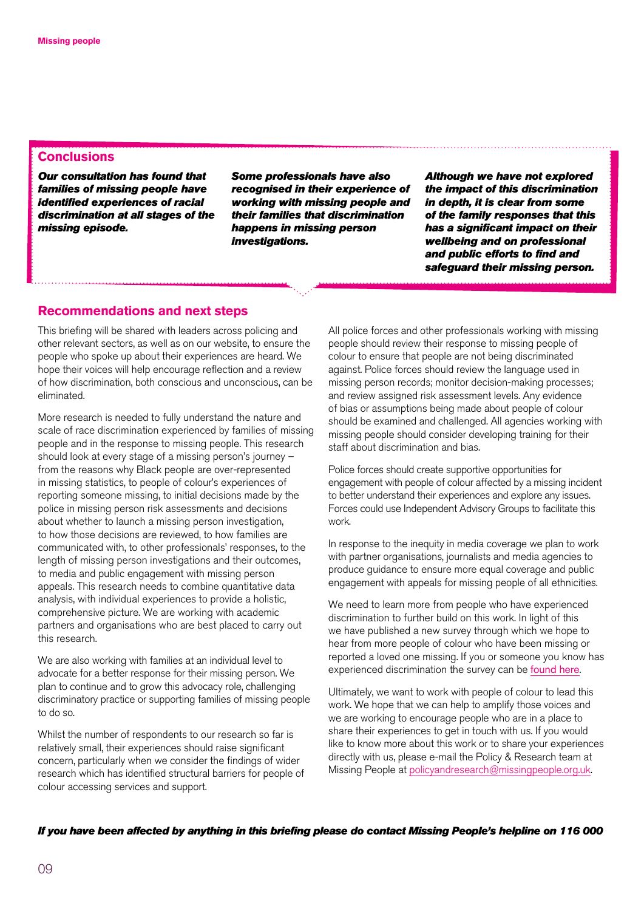## Conclusions

***Our consultation has found that families of missing people have identified experiences of racial discrimination at all stages of the missing episode.***

***Some professionals have also recognised in their experience of working with missing people and their families that discrimination happens in missing person investigations.***

***Although we have not explored the impact of this discrimination in depth, it is clear from some of the family responses that this has a significant impact on their wellbeing and on professional and public efforts to find and safeguard their missing person.***

## Recommendations and next steps

This briefing will be shared with leaders across policing and other relevant sectors, as well as on our website, to ensure the people who spoke up about their experiences are heard. We hope their voices will help encourage reflection and a review of how discrimination, both conscious and unconscious, can be eliminated.

More research is needed to fully understand the nature and scale of race discrimination experienced by families of missing people and in the response to missing people. This research should look at every stage of a missing person's journey – from the reasons why Black people are over-represented in missing statistics, to people of colour's experiences of reporting someone missing, to initial decisions made by the police in missing person risk assessments and decisions about whether to launch a missing person investigation, to how those decisions are reviewed, to how families are communicated with, to other professionals' responses, to the length of missing person investigations and their outcomes, to media and public engagement with missing person appeals. This research needs to combine quantitative data analysis, with individual experiences to provide a holistic, comprehensive picture. We are working with academic partners and organisations who are best placed to carry out this research.

We are also working with families at an individual level to advocate for a better response for their missing person. We plan to continue and to grow this advocacy role, challenging discriminatory practice or supporting families of missing people to do so.

Whilst the number of respondents to our research so far is relatively small, their experiences should raise significant concern, particularly when we consider the findings of wider research which has identified structural barriers for people of colour accessing services and support.

All police forces and other professionals working with missing people should review their response to missing people of colour to ensure that people are not being discriminated against. Police forces should review the language used in missing person records; monitor decision-making processes; and review assigned risk assessment levels. Any evidence of bias or assumptions being made about people of colour should be examined and challenged. All agencies working with missing people should consider developing training for their staff about discrimination and bias.

Police forces should create supportive opportunities for engagement with people of colour affected by a missing incident to better understand their experiences and explore any issues. Forces could use Independent Advisory Groups to facilitate this work.

In response to the inequity in media coverage we plan to work with partner organisations, journalists and media agencies to produce guidance to ensure more equal coverage and public engagement with appeals for missing people of all ethnicities.

We need to learn more from people who have experienced discrimination to further build on this work. In light of this we have published a new survey through which we hope to hear from more people of colour who have been missing or reported a loved one missing. If you or someone you know has experienced discrimination the survey can be found here.

Ultimately, we want to work with people of colour to lead this work. We hope that we can help to amplify those voices and we are working to encourage people who are in a place to share their experiences to get in touch with us. If you would like to know more about this work or to share your experiences directly with us, please e-mail the Policy & Research team at Missing People at policyandresearch@missingpeople.org.uk.

***If you have been affected by anything in this briefing please do contact Missing People's helpline on 116 000***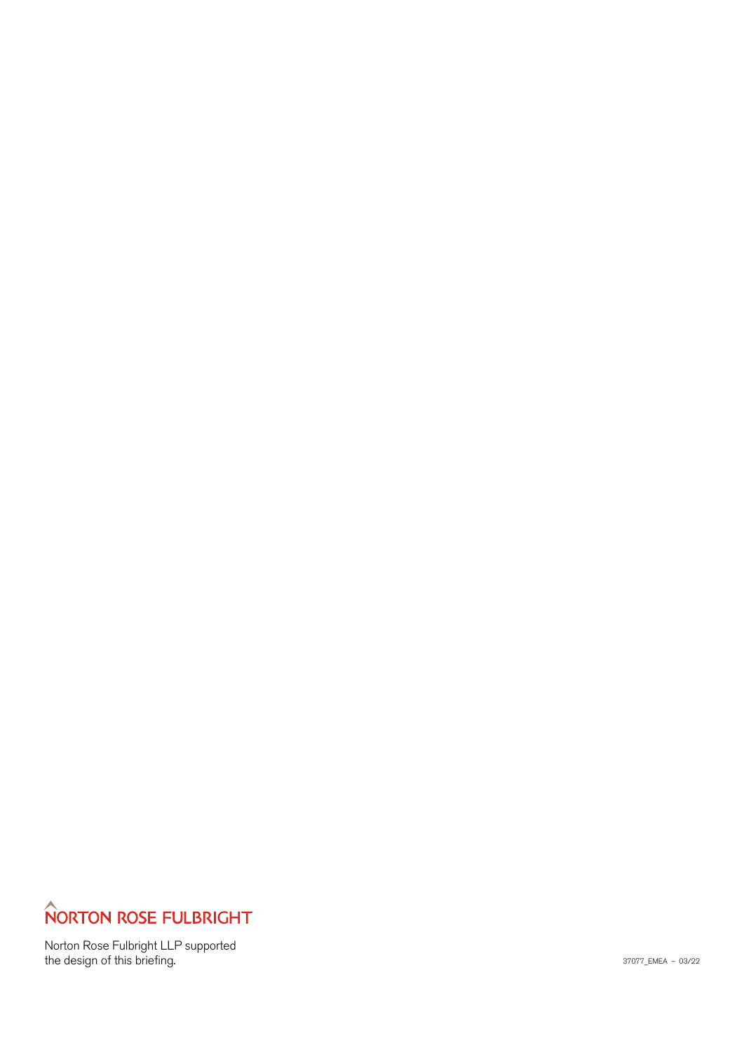NORTON ROSE FULBRIGHT

Norton Rose Fulbright LLP supported the design of this briefing.

37077_EMEA – 03/22